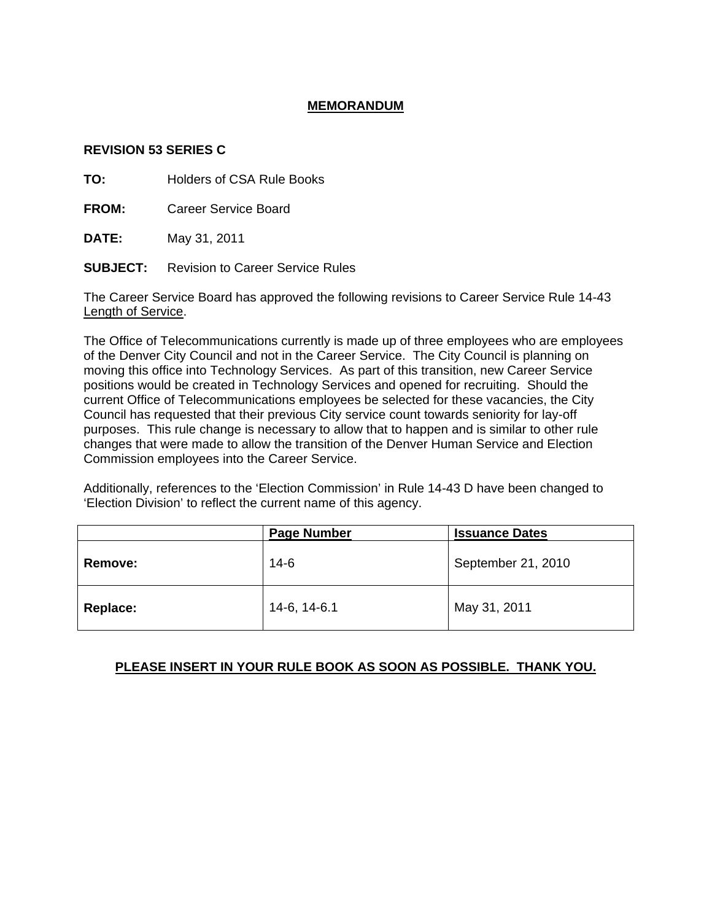# MEMORANDUM

**REVISION 53 SERIES C**

**TO:** Holders of CSA Rule Books

**FROM:** Career Service Board

**DATE:** May 31, 2011

**SUBJECT:** Revision to Career Service Rules

The Career Service Board has approved the following revisions to Career Service Rule 14-43 Length of Service.

The Office of Telecommunications currently is made up of three employees who are employees of the Denver City Council and not in the Career Service. The City Council is planning on moving this office into Technology Services. As part of this transition, new Career Service positions would be created in Technology Services and opened for recruiting. Should the current Office of Telecommunications employees be selected for these vacancies, the City Council has requested that their previous City service count towards seniority for lay-off purposes. This rule change is necessary to allow that to happen and is similar to other rule changes that were made to allow the transition of the Denver Human Service and Election Commission employees into the Career Service.

Additionally, references to the 'Election Commission' in Rule 14-43 D have been changed to 'Election Division' to reflect the current name of this agency.

| | Page Number | Issuance Dates |
|---|---|---|
| **Remove:** | 14-6 | September 21, 2010 |
| **Replace:** | 14-6, 14-6.1 | May 31, 2011 |

**PLEASE INSERT IN YOUR RULE BOOK AS SOON AS POSSIBLE. THANK YOU.**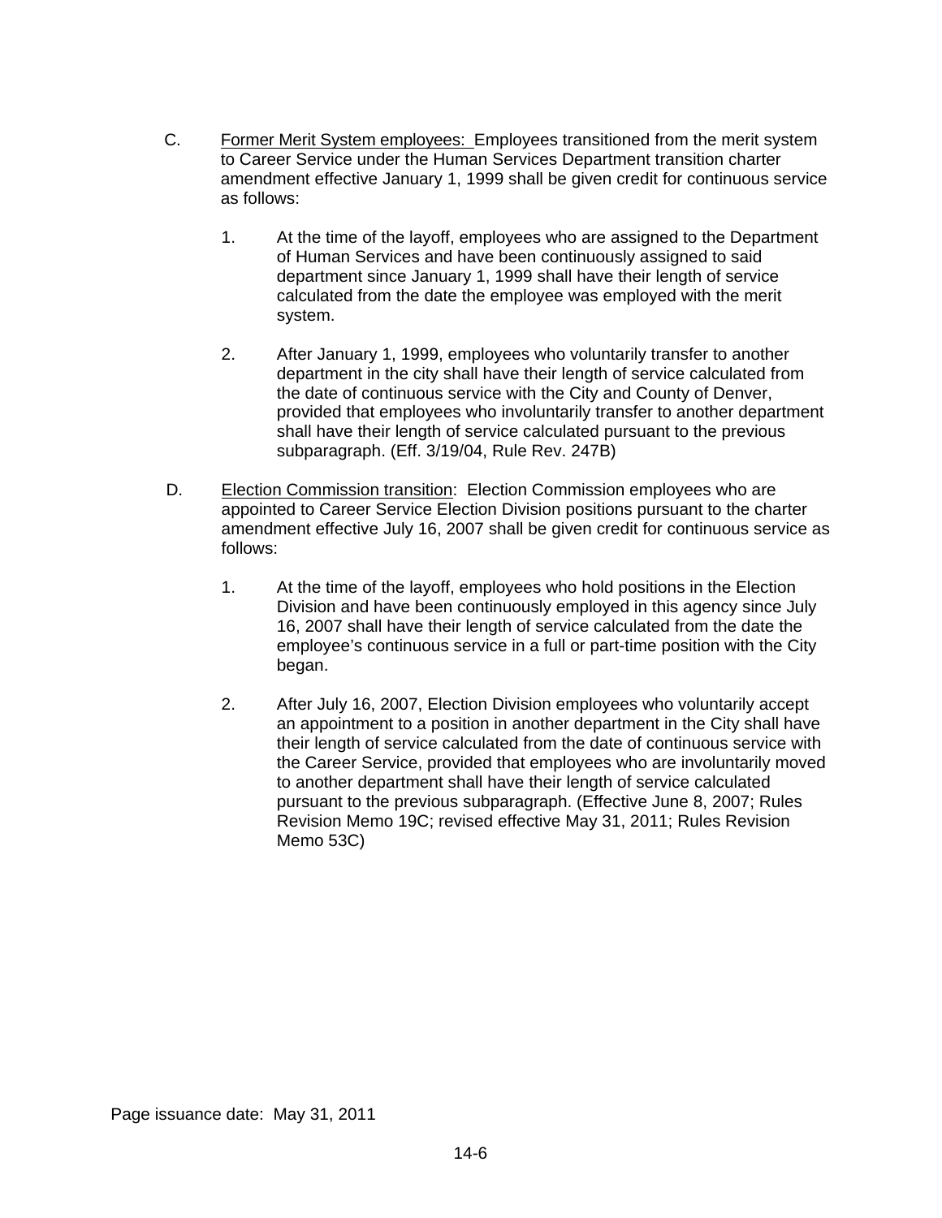C. <u>Former Merit System employees:</u> Employees transitioned from the merit system to Career Service under the Human Services Department transition charter amendment effective January 1, 1999 shall be given credit for continuous service as follows:

1. At the time of the layoff, employees who are assigned to the Department of Human Services and have been continuously assigned to said department since January 1, 1999 shall have their length of service calculated from the date the employee was employed with the merit system.

2. After January 1, 1999, employees who voluntarily transfer to another department in the city shall have their length of service calculated from the date of continuous service with the City and County of Denver, provided that employees who involuntarily transfer to another department shall have their length of service calculated pursuant to the previous subparagraph. (Eff. 3/19/04, Rule Rev. 247B)

D. <u>Election Commission transition</u>: Election Commission employees who are appointed to Career Service Election Division positions pursuant to the charter amendment effective July 16, 2007 shall be given credit for continuous service as follows:

1. At the time of the layoff, employees who hold positions in the Election Division and have been continuously employed in this agency since July 16, 2007 shall have their length of service calculated from the date the employee's continuous service in a full or part-time position with the City began.

2. After July 16, 2007, Election Division employees who voluntarily accept an appointment to a position in another department in the City shall have their length of service calculated from the date of continuous service with the Career Service, provided that employees who are involuntarily moved to another department shall have their length of service calculated pursuant to the previous subparagraph. (Effective June 8, 2007; Rules Revision Memo 19C; revised effective May 31, 2011; Rules Revision Memo 53C)

Page issuance date: May 31, 2011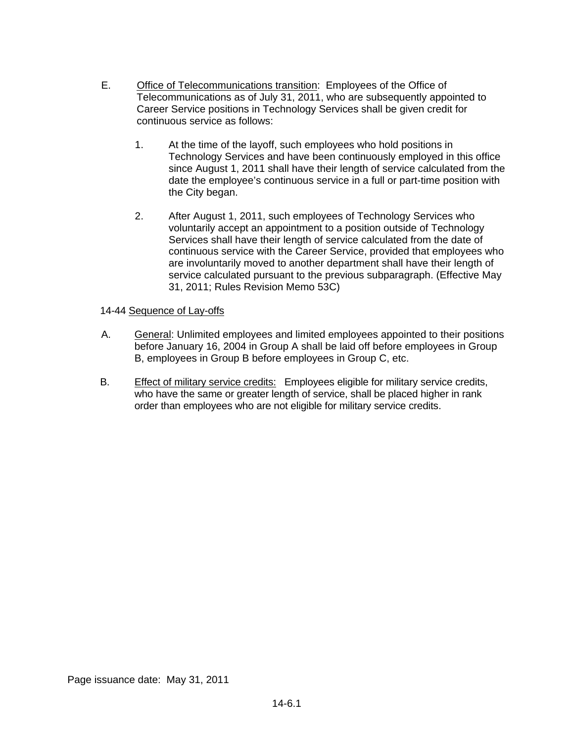E. Office of Telecommunications transition: Employees of the Office of Telecommunications as of July 31, 2011, who are subsequently appointed to Career Service positions in Technology Services shall be given credit for continuous service as follows:

1. At the time of the layoff, such employees who hold positions in Technology Services and have been continuously employed in this office since August 1, 2011 shall have their length of service calculated from the date the employee's continuous service in a full or part-time position with the City began.

2. After August 1, 2011, such employees of Technology Services who voluntarily accept an appointment to a position outside of Technology Services shall have their length of service calculated from the date of continuous service with the Career Service, provided that employees who are involuntarily moved to another department shall have their length of service calculated pursuant to the previous subparagraph. (Effective May 31, 2011; Rules Revision Memo 53C)

14-44 Sequence of Lay-offs

A. General: Unlimited employees and limited employees appointed to their positions before January 16, 2004 in Group A shall be laid off before employees in Group B, employees in Group B before employees in Group C, etc.

B. Effect of military service credits: Employees eligible for military service credits, who have the same or greater length of service, shall be placed higher in rank order than employees who are not eligible for military service credits.

Page issuance date: May 31, 2011